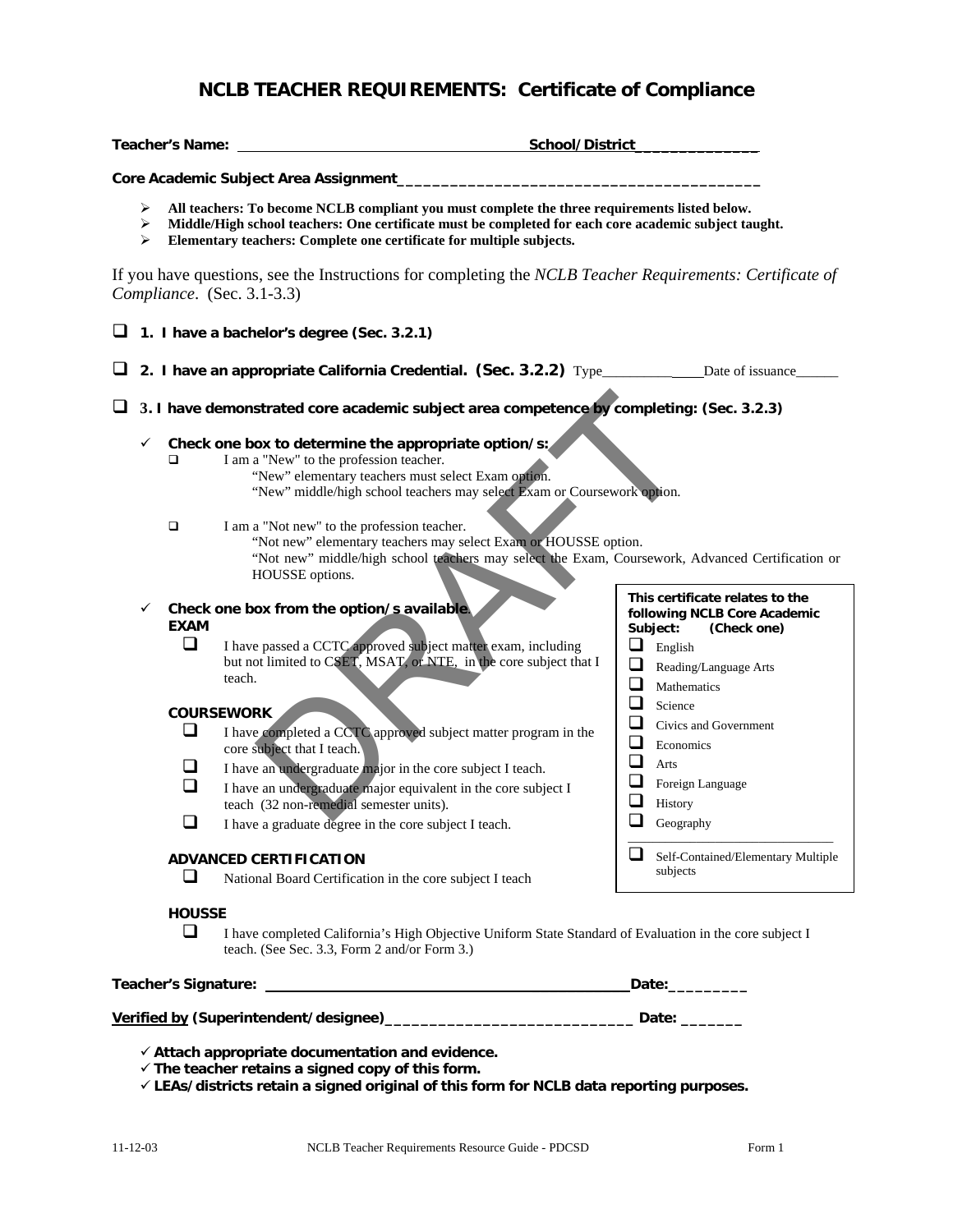# NCLB TEACHER REQUIREMENTS: Certificate of Compliance

**Teacher's Name:** ________________________________ **School/District**______________

**Core Academic Subject Area Assignment**________________________________________

- **All teachers: To become NCLB compliant you must complete the three requirements listed below.**
- **Middle/High school teachers: One certificate must be completed for each core academic subject taught.**
- **Elementary teachers: Complete one certificate for multiple subjects.**

If you have questions, see the Instructions for completing the *NCLB Teacher Requirements: Certificate of Compliance*. (Sec. 3.1-3.3)

- ❑ **1. I have a bachelor's degree (Sec. 3.2.1)**
- ❑ **2. I have an appropriate California Credential. (Sec. 3.2.2)** Type______________Date of issuance______
- ❑ **3. I have demonstrated core academic subject area competence by completing: (Sec. 3.2.3)**

✓ **Check one box to determine the appropriate option/s:**

- ❑ I am a "New" to the profession teacher.
  - "New" elementary teachers must select Exam option.
  - "New" middle/high school teachers may select Exam or Coursework option.
- ❑ I am a "Not new" to the profession teacher.
  - "Not new" elementary teachers may select Exam or HOUSSE option.
  - "Not new" middle/high school teachers may select the Exam, Coursework, Advanced Certification or HOUSSE options.

✓ **Check one box from the option/s available.**

**EXAM**

- ❑ I have passed a CCTC approved subject matter exam, including but not limited to CSET, MSAT, or NTE, in the core subject that I teach.

**COURSEWORK**

- ❑ I have completed a CCTC approved subject matter program in the core subject that I teach.
- ❑ I have an undergraduate major in the core subject I teach.
- ❑ I have an undergraduate major equivalent in the core subject I teach (32 non-remedial semester units).
- ❑ I have a graduate degree in the core subject I teach.

**ADVANCED CERTIFICATION**

- ❑ National Board Certification in the core subject I teach

**This certificate relates to the following NCLB Core Academic Subject: (Check one)**

- ❑ English
- ❑ Reading/Language Arts
- ❑ Mathematics
- ❑ Science
- ❑ Civics and Government
- ❑ Economics
- ❑ Arts
- ❑ Foreign Language
- ❑ History
- ❑ Geography

---

- ❑ Self-Contained/Elementary Multiple subjects

**HOUSSE**

- ❑ I have completed California's High Objective Uniform State Standard of Evaluation in the core subject I teach. (See Sec. 3.3, Form 2 and/or Form 3.)

**Teacher's Signature:** ________________________________ **Date:**_________

**Verified by (Superintendent/designee)**____________________________ **Date:** _______

- ✓ **Attach appropriate documentation and evidence.**
- ✓ **The teacher retains a signed copy of this form.**
- ✓ **LEAs/districts retain a signed original of this form for NCLB data reporting purposes.**

11-12-03 NCLB Teacher Requirements Resource Guide - PDCSD Form 1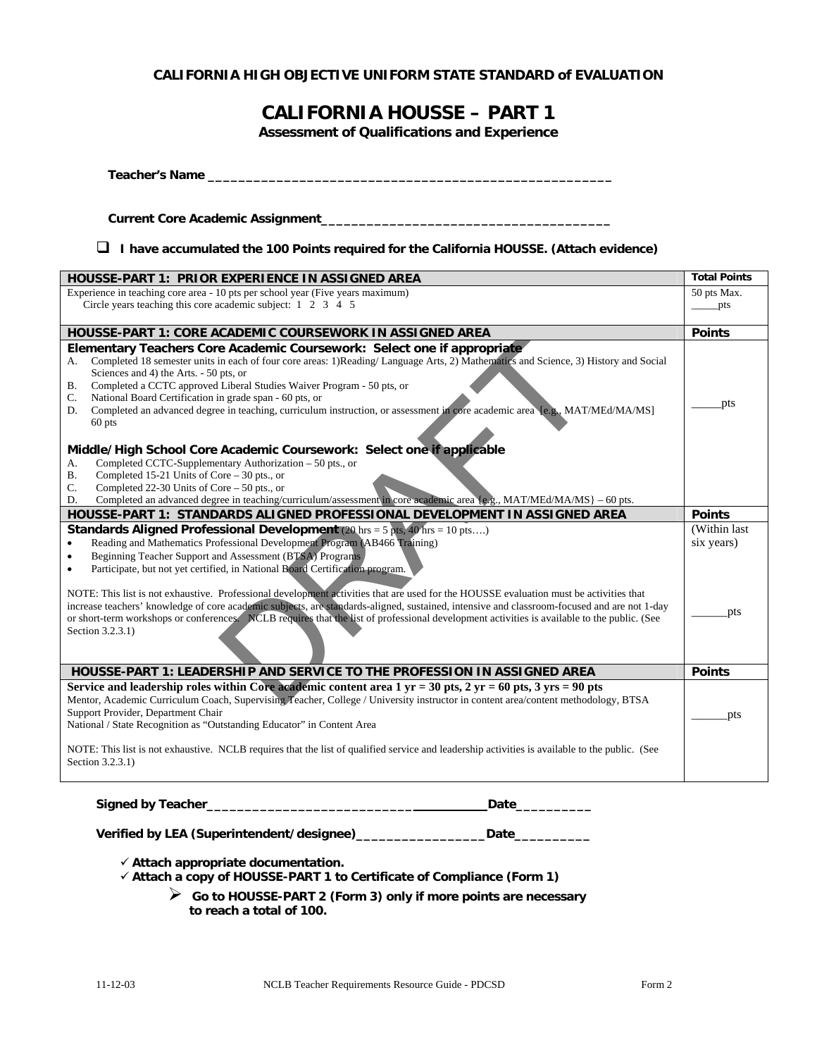**CALIFORNIA HIGH OBJECTIVE UNIFORM STATE STANDARD of EVALUATION**

# CALIFORNIA HOUSSE – PART 1

**Assessment of Qualifications and Experience**

**Teacher's Name** ____________________________________________________

**Current Core Academic Assignment**____________________________________

- [ ] **I have accumulated the 100 Points required for the California HOUSSE. (Attach evidence)**

| **HOUSSE-PART 1: PRIOR EXPERIENCE IN ASSIGNED AREA** | **Total Points** |
|---|---|
| Experience in teaching core area - 10 pts per school year (Five years maximum)<br>Circle years teaching this core academic subject: 1 2 3 4 5 | 50 pts Max.<br>_____pts |
| **HOUSSE-PART 1: CORE ACADEMIC COURSEWORK IN ASSIGNED AREA** | **Points** |
| **Elementary Teachers Core Academic Coursework: Select one if appropriate**<br>A. Completed 18 semester units in each of four core areas: 1)Reading/ Language Arts, 2) Mathematics and Science, 3) History and Social Sciences and 4) the Arts. - 50 pts, or<br>B. Completed a CCTC approved Liberal Studies Waiver Program - 50 pts, or<br>C. National Board Certification in grade span - 60 pts, or<br>D. Completed an advanced degree in teaching, curriculum instruction, or assessment in core academic area {e.g., MAT/MEd/MA/MS] 60 pts<br><br>**Middle/High School Core Academic Coursework: Select one if applicable**<br>A. Completed CCTC-Supplementary Authorization – 50 pts., or<br>B. Completed 15-21 Units of Core – 30 pts., or<br>C. Completed 22-30 Units of Core – 50 pts., or<br>D. Completed an advanced degree in teaching/curriculum/assessment in core academic area {e.g., MAT/MEd/MA/MS} – 60 pts. | _____pts |
| **HOUSSE-PART 1: STANDARDS ALIGNED PROFESSIONAL DEVELOPMENT IN ASSIGNED AREA** | **Points** |
| **Standards Aligned Professional Development** (20 hrs = 5 pts, 40 hrs = 10 pts….)<br>• Reading and Mathematics Professional Development Program (AB466 Training)<br>• Beginning Teacher Support and Assessment (BTSA) Programs<br>• Participate, but not yet certified, in National Board Certification program.<br><br>NOTE: This list is not exhaustive. Professional development activities that are used for the HOUSSE evaluation must be activities that increase teachers' knowledge of core academic subjects, are standards-aligned, sustained, intensive and classroom-focused and are not 1-day or short-term workshops or conferences. NCLB requires that the list of professional development activities is available to the public. (See Section 3.2.3.1) | (Within last six years)<br><br>______pts |
| **HOUSSE-PART 1: LEADERSHIP AND SERVICE TO THE PROFESSION IN ASSIGNED AREA** | **Points** |
| **Service and leadership roles within Core academic content area 1 yr = 30 pts, 2 yr = 60 pts, 3 yrs = 90 pts**<br>Mentor, Academic Curriculum Coach, Supervising Teacher, College / University instructor in content area/content methodology, BTSA Support Provider, Department Chair<br>National / State Recognition as "Outstanding Educator" in Content Area<br><br>NOTE: This list is not exhaustive. NCLB requires that the list of qualified service and leadership activities is available to the public. (See Section 3.2.3.1) | ______pts |

**Signed by Teacher**_____________________________________**Date**_________

**Verified by LEA (Superintendent/designee)**_________________**Date**_________

✓ **Attach appropriate documentation.**
✓ **Attach a copy of HOUSSE-PART 1 to Certificate of Compliance (Form 1)**

➢ **Go to HOUSSE-PART 2 (Form 3) only if more points are necessary to reach a total of 100.**

11-12-03 NCLB Teacher Requirements Resource Guide - PDCSD Form 2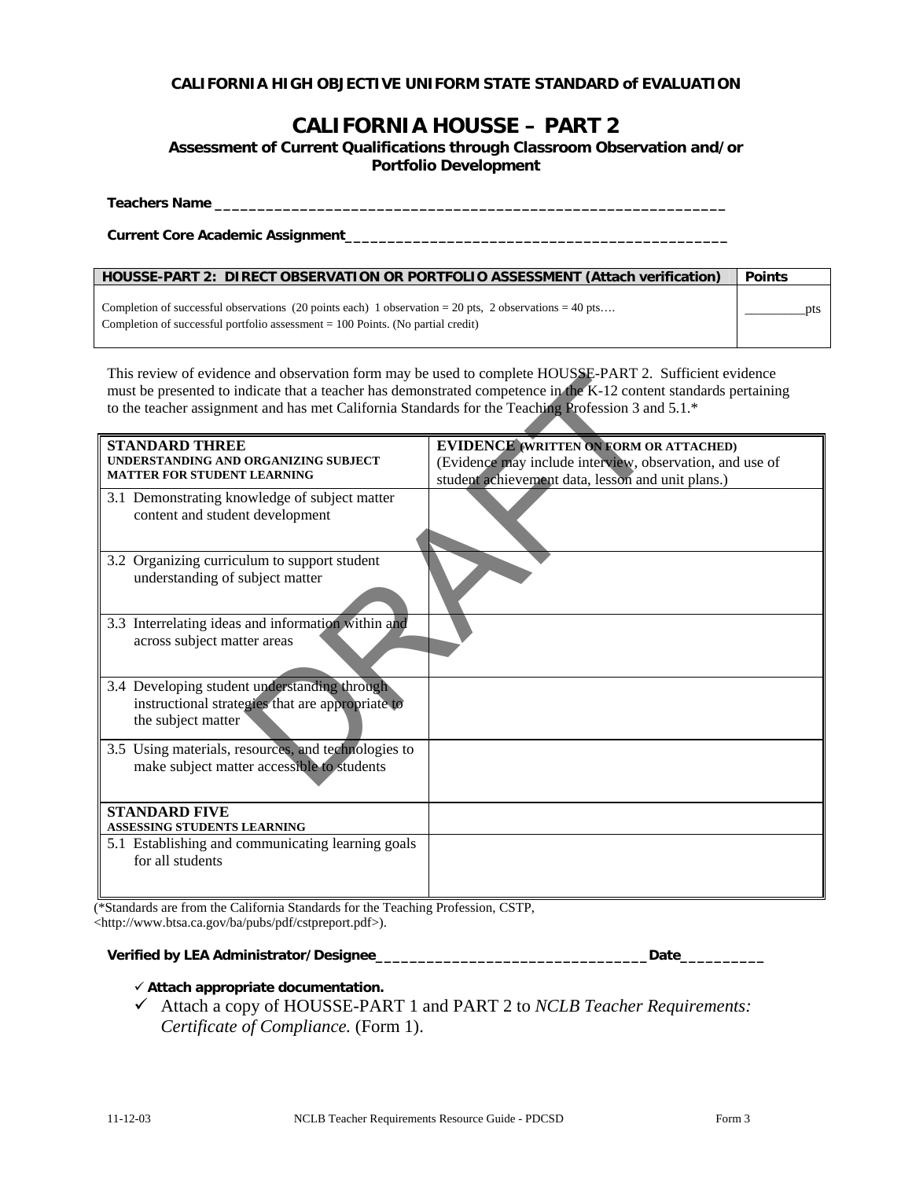**CALIFORNIA HIGH OBJECTIVE UNIFORM STATE STANDARD of EVALUATION**

# CALIFORNIA HOUSSE – PART 2

### Assessment of Current Qualifications through Classroom Observation and/or Portfolio Development

**Teachers Name** ____________________________________________________________

**Current Core Academic Assignment**_____________________________________________

| HOUSSE-PART 2: DIRECT OBSERVATION OR PORTFOLIO ASSESSMENT (Attach verification) | Points |
|---|---|
| Completion of successful observations (20 points each) 1 observation = 20 pts, 2 observations = 40 pts….<br>Completion of successful portfolio assessment = 100 Points. (No partial credit) | _________pts |

This review of evidence and observation form may be used to complete HOUSSE-PART 2. Sufficient evidence must be presented to indicate that a teacher has demonstrated competence in the K-12 content standards pertaining to the teacher assignment and has met California Standards for the Teaching Profession 3 and 5.1.*

DRAFT

| **STANDARD THREE**<br>**UNDERSTANDING AND ORGANIZING SUBJECT MATTER FOR STUDENT LEARNING** | **EVIDENCE (WRITTEN ON FORM OR ATTACHED)**<br>(Evidence may include interview, observation, and use of student achievement data, lesson and unit plans.) |
|---|---|
| 3.1 Demonstrating knowledge of subject matter content and student development | |
| 3.2 Organizing curriculum to support student understanding of subject matter | |
| 3.3 Interrelating ideas and information within and across subject matter areas | |
| 3.4 Developing student understanding through instructional strategies that are appropriate to the subject matter | |
| 3.5 Using materials, resources, and technologies to make subject matter accessible to students | |
| **STANDARD FIVE**<br>**ASSESSING STUDENTS LEARNING** | |
| 5.1 Establishing and communicating learning goals for all students | |

(*Standards are from the California Standards for the Teaching Profession, CSTP, <http://www.btsa.ca.gov/ba/pubs/pdf/cstpreport.pdf>).

**Verified by LEA Administrator/Designee**_______________________________**Date**__________

- ✓ **Attach appropriate documentation.**
- ✓ Attach a copy of HOUSSE-PART 1 and PART 2 to *NCLB Teacher Requirements: Certificate of Compliance.* (Form 1).